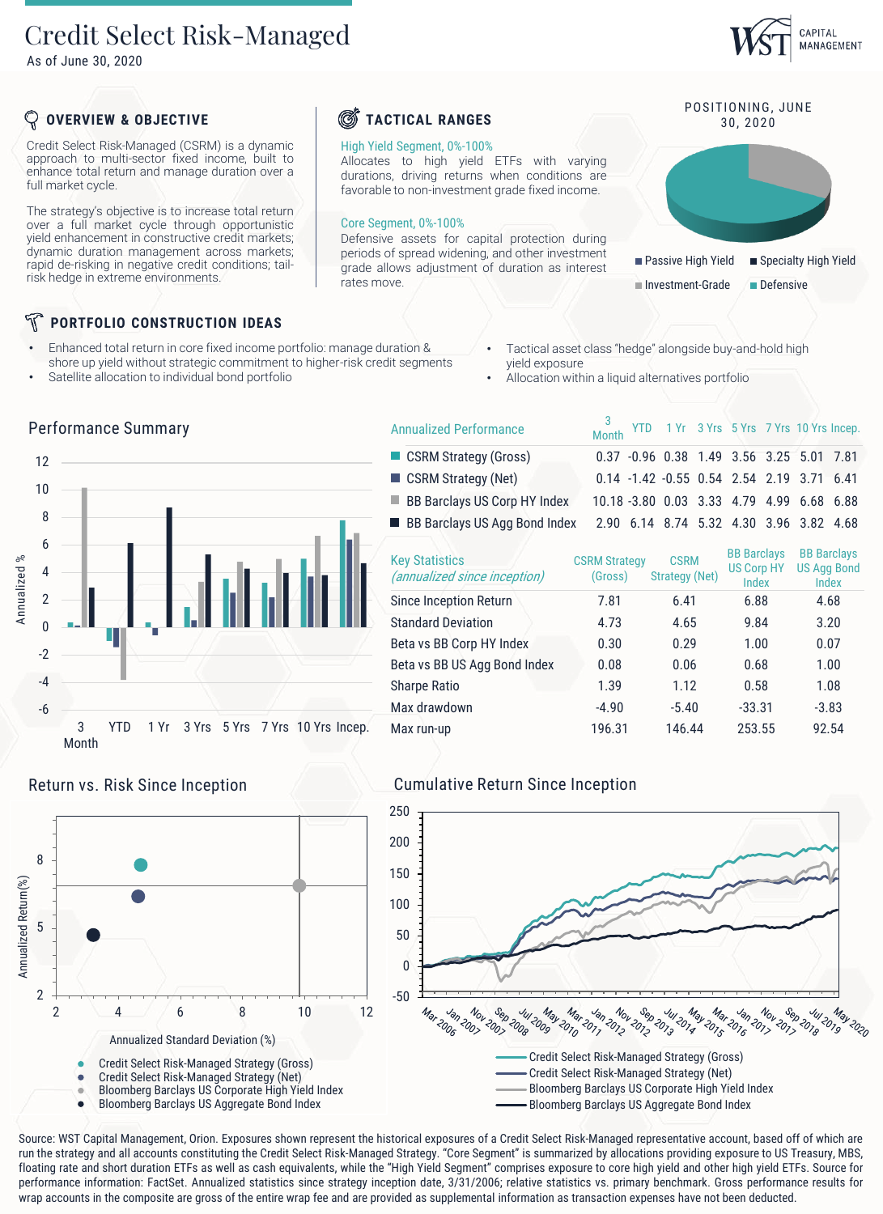# Credit Select Risk-Managed

As of June 30, 2020

WST CAPITAL MANAGEMENT

## OVERVIEW & OBJECTIVE

Credit Select Risk-Managed (CSRM) is a dynamic approach to multi-sector fixed income, built to enhance total return and manage duration over a full market cycle.

The strategy's objective is to increase total return over a full market cycle through opportunistic yield enhancement in constructive credit markets; dynamic duration management across markets; rapid de-risking in negative credit conditions; tail-risk hedge in extreme environments.

## TACTICAL RANGES

**High Yield Segment, 0%-100%**
Allocates to high yield ETFs with varying durations, driving returns when conditions are favorable to non-investment grade fixed income.

**Core Segment, 0%-100%**
Defensive assets for capital protection during periods of spread widening, and other investment grade allows adjustment of duration as interest rates move.

## POSITIONING, JUNE 30, 2020

- Passive High Yield
- Specialty High Yield
- Investment-Grade
- Defensive

## PORTFOLIO CONSTRUCTION IDEAS

- Enhanced total return in core fixed income portfolio: manage duration & shore up yield without strategic commitment to higher-risk credit segments
- Satellite allocation to individual bond portfolio
- Tactical asset class "hedge" alongside buy-and-hold high yield exposure
- Allocation within a liquid alternatives portfolio

## Performance Summary

| Annualized Performance | 3 Month | YTD | 1 Yr | 3 Yrs | 5 Yrs | 7 Yrs | 10 Yrs | Incep. |
|---|---|---|---|---|---|---|---|---|
| CSRM Strategy (Gross) | 0.37 | -0.96 | 0.38 | 1.49 | 3.56 | 3.25 | 5.01 | 7.81 |
| CSRM Strategy (Net) | 0.14 | -1.42 | -0.55 | 0.54 | 2.54 | 2.19 | 3.71 | 6.41 |
| BB Barclays US Corp HY Index | 10.18 | -3.80 | 0.03 | 3.33 | 4.79 | 4.99 | 6.68 | 6.88 |
| BB Barclays US Agg Bond Index | 2.90 | 6.14 | 8.74 | 5.32 | 4.30 | 3.96 | 3.82 | 4.68 |

| Key Statistics *(annualized since inception)* | CSRM Strategy (Gross) | CSRM Strategy (Net) | BB Barclays US Corp HY Index | BB Barclays US Agg Bond Index |
|---|---|---|---|---|
| Since Inception Return | 7.81 | 6.41 | 6.88 | 4.68 |
| Standard Deviation | 4.73 | 4.65 | 9.84 | 3.20 |
| Beta vs BB Corp HY Index | 0.30 | 0.29 | 1.00 | 0.07 |
| Beta vs BB US Agg Bond Index | 0.08 | 0.06 | 0.68 | 1.00 |
| Sharpe Ratio | 1.39 | 1.12 | 0.58 | 1.08 |
| Max drawdown | -4.90 | -5.40 | -33.31 | -3.83 |
| Max run-up | 196.31 | 146.44 | 253.55 | 92.54 |

## Return vs. Risk Since Inception

- Credit Select Risk-Managed Strategy (Gross)
- Credit Select Risk-Managed Strategy (Net)
- Bloomberg Barclays US Corporate High Yield Index
- Bloomberg Barclays US Aggregate Bond Index

## Cumulative Return Since Inception

- Credit Select Risk-Managed Strategy (Gross)
- Credit Select Risk-Managed Strategy (Net)
- Bloomberg Barclays US Corporate High Yield Index
- Bloomberg Barclays US Aggregate Bond Index

Source: WST Capital Management, Orion. Exposures shown represent the historical exposures of a Credit Select Risk-Managed representative account, based off of which are run the strategy and all accounts constituting the Credit Select Risk-Managed Strategy. "Core Segment" is summarized by allocations providing exposure to US Treasury, MBS, floating rate and short duration ETFs as well as cash equivalents, while the "High Yield Segment" comprises exposure to core high yield and other high yield ETFs. Source for performance information: FactSet. Annualized statistics since strategy inception date, 3/31/2006; relative statistics vs. primary benchmark. Gross performance results for wrap accounts in the composite are gross of the entire wrap fee and are provided as supplemental information as transaction expenses have not been deducted.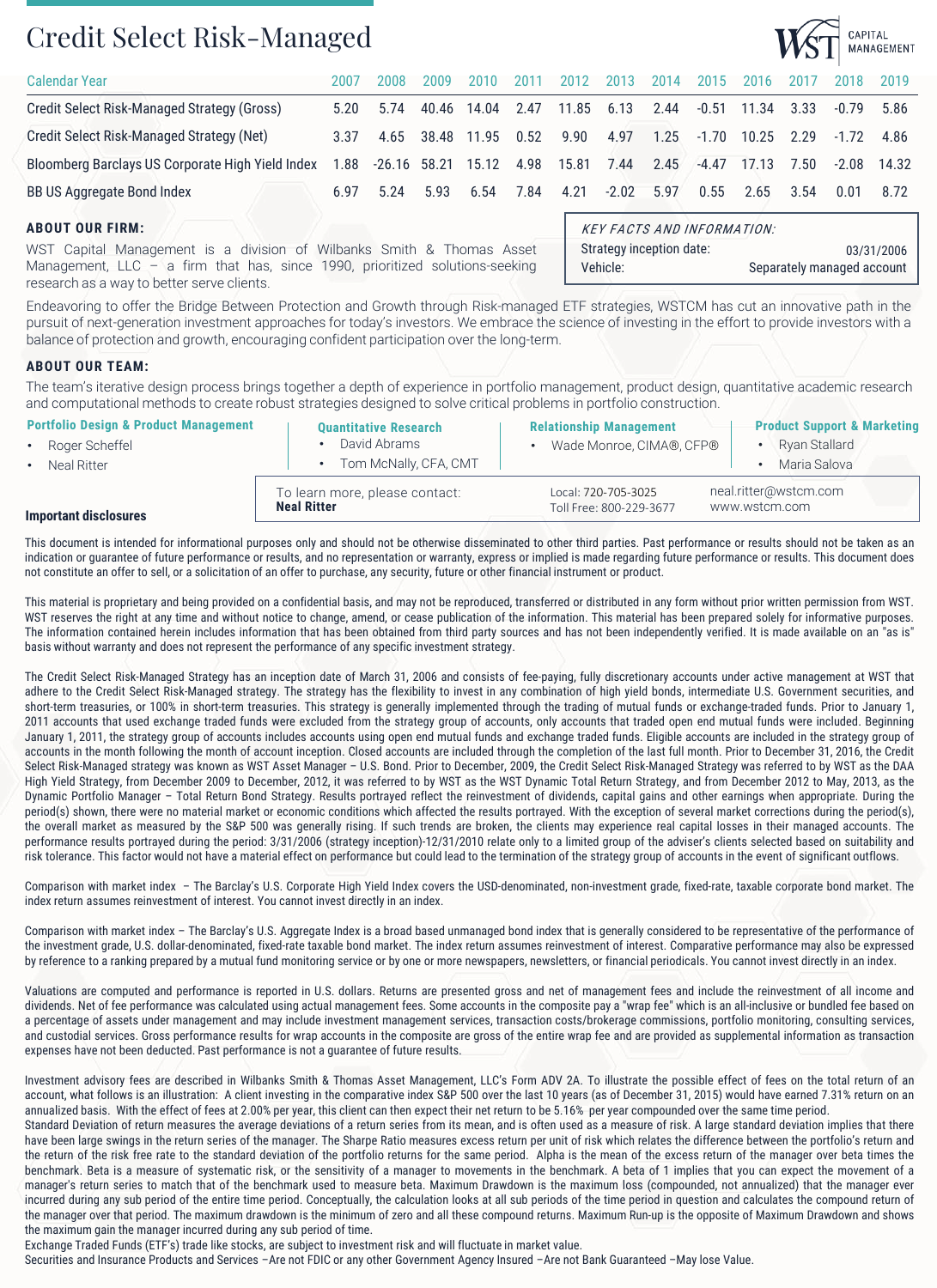# Credit Select Risk-Managed

| Calendar Year | 2007 | 2008 | 2009 | 2010 | 2011 | 2012 | 2013 | 2014 | 2015 | 2016 | 2017 | 2018 | 2019 |
|---|---|---|---|---|---|---|---|---|---|---|---|---|---|
| Credit Select Risk-Managed Strategy (Gross) | 5.20 | 5.74 | 40.46 | 14.04 | 2.47 | 11.85 | 6.13 | 2.44 | -0.51 | 11.34 | 3.33 | -0.79 | 5.86 |
| Credit Select Risk-Managed Strategy (Net) | 3.37 | 4.65 | 38.48 | 11.95 | 0.52 | 9.90 | 4.97 | 1.25 | -1.70 | 10.25 | 2.29 | -1.72 | 4.86 |
| Bloomberg Barclays US Corporate High Yield Index | 1.88 | -26.16 | 58.21 | 15.12 | 4.98 | 15.81 | 7.44 | 2.45 | -4.47 | 17.13 | 7.50 | -2.08 | 14.32 |
| BB US Aggregate Bond Index | 6.97 | 5.24 | 5.93 | 6.54 | 7.84 | 4.21 | -2.02 | 5.97 | 0.55 | 2.65 | 3.54 | 0.01 | 8.72 |

### ABOUT OUR FIRM:

WST Capital Management is a division of Wilbanks Smith & Thomas Asset Management, LLC – a firm that has, since 1990, prioritized solutions-seeking research as a way to better serve clients.

*KEY FACTS AND INFORMATION:*

| | |
|---|---|
| Strategy inception date: | 03/31/2006 |
| Vehicle: | Separately managed account |

Endeavoring to offer the Bridge Between Protection and Growth through Risk-managed ETF strategies, WSTCM has cut an innovative path in the pursuit of next-generation investment approaches for today's investors. We embrace the science of investing in the effort to provide investors with a balance of protection and growth, encouraging confident participation over the long-term.

### ABOUT OUR TEAM:

The team's iterative design process brings together a depth of experience in portfolio management, product design, quantitative academic research and computational methods to create robust strategies designed to solve critical problems in portfolio construction.

**Portfolio Design & Product Management**
- Roger Scheffel
- Neal Ritter

**Quantitative Research**
- David Abrams
- Tom McNally, CFA, CMT

**Relationship Management**
- Wade Monroe, CIMA®, CFP®

**Product Support & Marketing**
- Ryan Stallard
- Maria Salova

To learn more, please contact: **Neal Ritter**
Local: 720-705-3025
Toll Free: 800-229-3677
neal.ritter@wstcm.com
www.wstcm.com

### Important disclosures

This document is intended for informational purposes only and should not be otherwise disseminated to other third parties. Past performance or results should not be taken as an indication or guarantee of future performance or results, and no representation or warranty, express or implied is made regarding future performance or results. This document does not constitute an offer to sell, or a solicitation of an offer to purchase, any security, future or other financial instrument or product.

This material is proprietary and being provided on a confidential basis, and may not be reproduced, transferred or distributed in any form without prior written permission from WST. WST reserves the right at any time and without notice to change, amend, or cease publication of the information. This material has been prepared solely for informative purposes. The information contained herein includes information that has been obtained from third party sources and has not been independently verified. It is made available on an "as is" basis without warranty and does not represent the performance of any specific investment strategy.

The Credit Select Risk-Managed Strategy has an inception date of March 31, 2006 and consists of fee-paying, fully discretionary accounts under active management at WST that adhere to the Credit Select Risk-Managed strategy. The strategy has the flexibility to invest in any combination of high yield bonds, intermediate U.S. Government securities, and short-term treasuries, or 100% in short-term treasuries. This strategy is generally implemented through the trading of mutual funds or exchange-traded funds. Prior to January 1, 2011 accounts that used exchange traded funds were excluded from the strategy group of accounts, only accounts that traded open end mutual funds were included. Beginning January 1, 2011, the strategy group of accounts includes accounts using open end mutual funds and exchange traded funds. Eligible accounts are included in the strategy group of accounts in the month following the month of account inception. Closed accounts are included through the completion of the last full month. Prior to December 31, 2016, the Credit Select Risk-Managed strategy was known as WST Asset Manager – U.S. Bond. Prior to December, 2009, the Credit Select Risk-Managed Strategy was referred to by WST as the DAA High Yield Strategy, from December 2009 to December, 2012, it was referred to by WST as the WST Dynamic Total Return Strategy, and from December 2012 to May, 2013, as the Dynamic Portfolio Manager – Total Return Bond Strategy. Results portrayed reflect the reinvestment of dividends, capital gains and other earnings when appropriate. During the period(s) shown, there were no material market or economic conditions which affected the results portrayed. With the exception of several market corrections during the period(s), the overall market as measured by the S&P 500 was generally rising. If such trends are broken, the clients may experience real capital losses in their managed accounts. The performance results portrayed during the period: 3/31/2006 (strategy inception)-12/31/2010 relate only to a limited group of the adviser's clients selected based on suitability and risk tolerance. This factor would not have a material effect on performance but could lead to the termination of the strategy group of accounts in the event of significant outflows.

Comparison with market index – The Barclay's U.S. Corporate High Yield Index covers the USD-denominated, non-investment grade, fixed-rate, taxable corporate bond market. The index return assumes reinvestment of interest. You cannot invest directly in an index.

Comparison with market index – The Barclay's U.S. Aggregate Index is a broad based unmanaged bond index that is generally considered to be representative of the performance of the investment grade, U.S. dollar-denominated, fixed-rate taxable bond market. The index return assumes reinvestment of interest. Comparative performance may also be expressed by reference to a ranking prepared by a mutual fund monitoring service or by one or more newspapers, newsletters, or financial periodicals. You cannot invest directly in an index.

Valuations are computed and performance is reported in U.S. dollars. Returns are presented gross and net of management fees and include the reinvestment of all income and dividends. Net of fee performance was calculated using actual management fees. Some accounts in the composite pay a "wrap fee" which is an all-inclusive or bundled fee based on a percentage of assets under management and may include investment management services, transaction costs/brokerage commissions, portfolio monitoring, consulting services, and custodial services. Gross performance results for wrap accounts in the composite are gross of the entire wrap fee and are provided as supplemental information as transaction expenses have not been deducted. Past performance is not a guarantee of future results.

Investment advisory fees are described in Wilbanks Smith & Thomas Asset Management, LLC's Form ADV 2A. To illustrate the possible effect of fees on the total return of an account, what follows is an illustration: A client investing in the comparative index S&P 500 over the last 10 years (as of December 31, 2015) would have earned 7.31% return on an annualized basis. With the effect of fees at 2.00% per year, this client can then expect their net return to be 5.16% per year compounded over the same time period.
Standard Deviation of return measures the average deviations of a return series from its mean, and is often used as a measure of risk. A large standard deviation implies that there have been large swings in the return series of the manager. The Sharpe Ratio measures excess return per unit of risk which relates the difference between the portfolio's return and the return of the risk free rate to the standard deviation of the portfolio returns for the same period. Alpha is the mean of the excess return of the manager over beta times the benchmark. Beta is a measure of systematic risk, or the sensitivity of a manager to movements in the benchmark. A beta of 1 implies that you can expect the movement of a manager's return series to match that of the benchmark used to measure beta. Maximum Drawdown is the maximum loss (compounded, not annualized) that the manager ever incurred during any sub period of the entire time period. Conceptually, the calculation looks at all sub periods of the time period in question and calculates the compound return of the manager over that period. The maximum drawdown is the minimum of zero and all these compound returns. Maximum Run-up is the opposite of Maximum Drawdown and shows the maximum gain the manager incurred during any sub period of time.
Exchange Traded Funds (ETF's) trade like stocks, are subject to investment risk and will fluctuate in market value.
Securities and Insurance Products and Services –Are not FDIC or any other Government Agency Insured –Are not Bank Guaranteed –May lose Value.